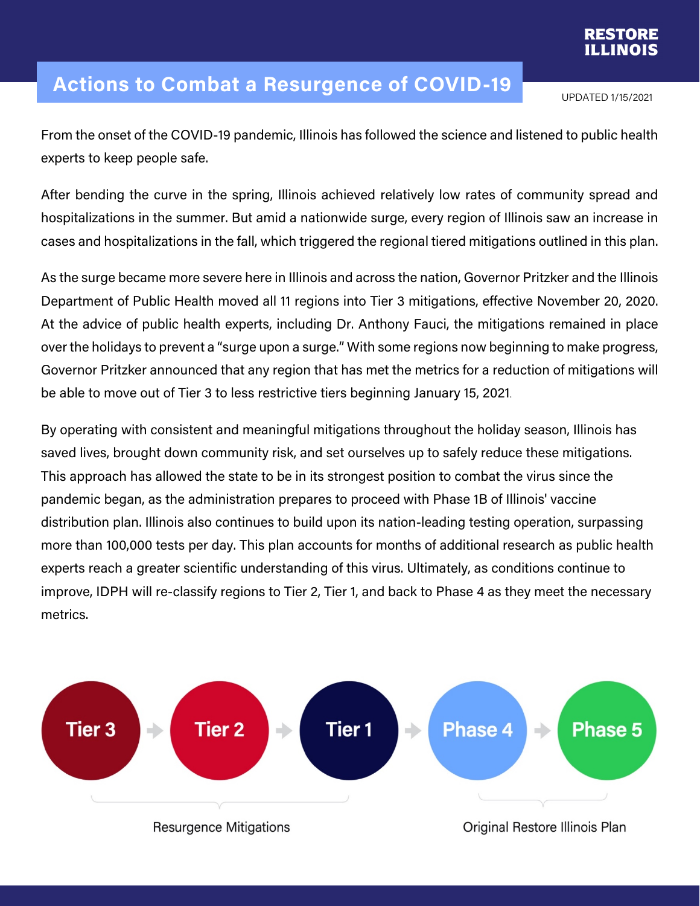RESTORE ILLINOIS

# Actions to Combat a Resurgence of COVID-19

UPDATED 1/15/2021

From the onset of the COVID-19 pandemic, Illinois has followed the science and listened to public health experts to keep people safe.

After bending the curve in the spring, Illinois achieved relatively low rates of community spread and hospitalizations in the summer. But amid a nationwide surge, every region of Illinois saw an increase in cases and hospitalizations in the fall, which triggered the regional tiered mitigations outlined in this plan.

As the surge became more severe here in Illinois and across the nation, Governor Pritzker and the Illinois Department of Public Health moved all 11 regions into Tier 3 mitigations, effective November 20, 2020. At the advice of public health experts, including Dr. Anthony Fauci, the mitigations remained in place over the holidays to prevent a "surge upon a surge." With some regions now beginning to make progress, Governor Pritzker announced that any region that has met the metrics for a reduction of mitigations will be able to move out of Tier 3 to less restrictive tiers beginning January 15, 2021.

By operating with consistent and meaningful mitigations throughout the holiday season, Illinois has saved lives, brought down community risk, and set ourselves up to safely reduce these mitigations. This approach has allowed the state to be in its strongest position to combat the virus since the pandemic began, as the administration prepares to proceed with Phase 1B of Illinois' vaccine distribution plan. Illinois also continues to build upon its nation-leading testing operation, surpassing more than 100,000 tests per day. This plan accounts for months of additional research as public health experts reach a greater scientific understanding of this virus. Ultimately, as conditions continue to improve, IDPH will re-classify regions to Tier 2, Tier 1, and back to Phase 4 as they meet the necessary metrics.

Tier 3 → Tier 2 → Tier 1 → Phase 4 → Phase 5

Resurgence Mitigations: Tier 3, Tier 2, Tier 1

Original Restore Illinois Plan: Phase 4, Phase 5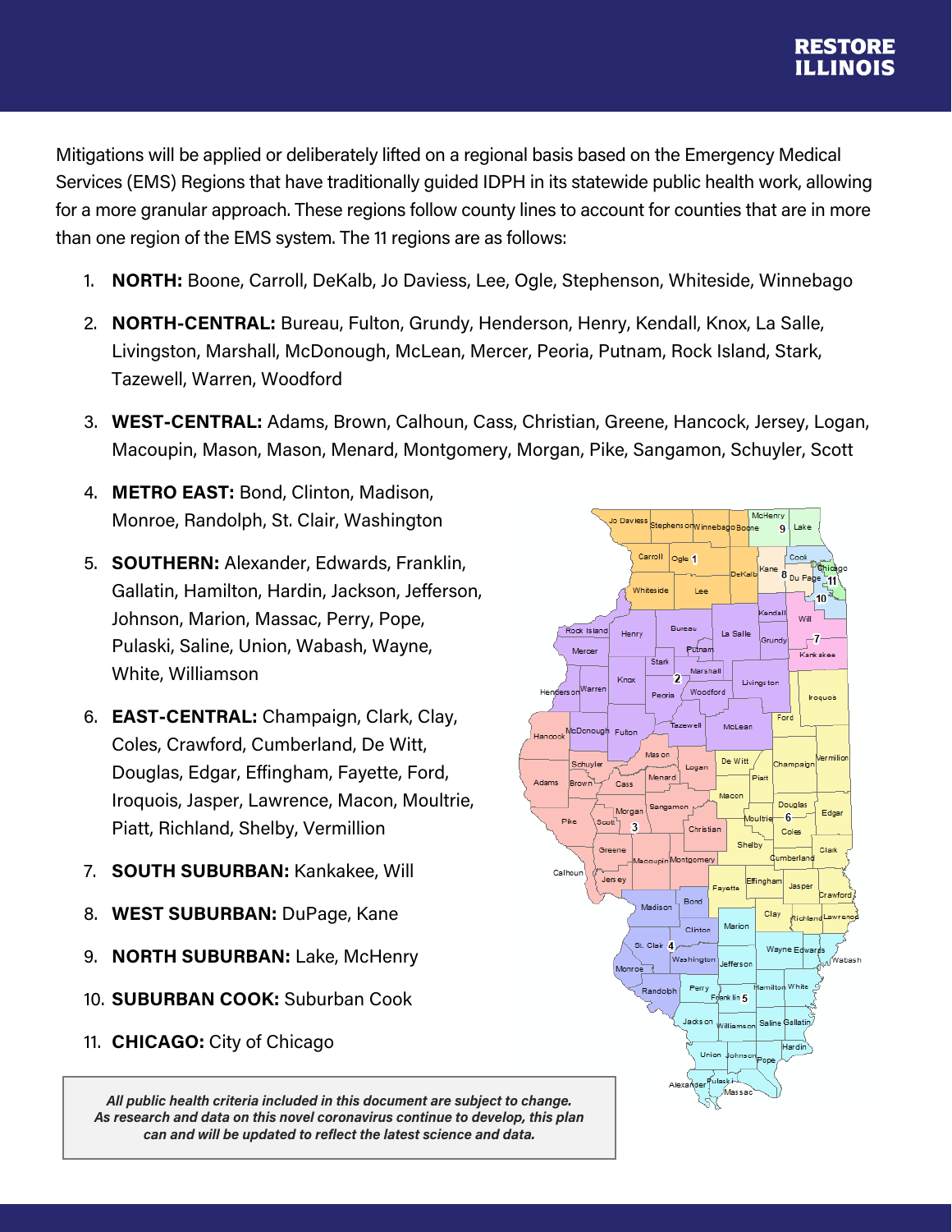Mitigations will be applied or deliberately lifted on a regional basis based on the Emergency Medical Services (EMS) Regions that have traditionally guided IDPH in its statewide public health work, allowing for a more granular approach. These regions follow county lines to account for counties that are in more than one region of the EMS system. The 11 regions are as follows:

1. **NORTH:** Boone, Carroll, DeKalb, Jo Daviess, Lee, Ogle, Stephenson, Whiteside, Winnebago
2. **NORTH-CENTRAL:** Bureau, Fulton, Grundy, Henderson, Henry, Kendall, Knox, La Salle, Livingston, Marshall, McDonough, McLean, Mercer, Peoria, Putnam, Rock Island, Stark, Tazewell, Warren, Woodford
3. **WEST-CENTRAL:** Adams, Brown, Calhoun, Cass, Christian, Greene, Hancock, Jersey, Logan, Macoupin, Mason, Mason, Menard, Montgomery, Morgan, Pike, Sangamon, Schuyler, Scott
4. **METRO EAST:** Bond, Clinton, Madison, Monroe, Randolph, St. Clair, Washington
5. **SOUTHERN:** Alexander, Edwards, Franklin, Gallatin, Hamilton, Hardin, Jackson, Jefferson, Johnson, Marion, Massac, Perry, Pope, Pulaski, Saline, Union, Wabash, Wayne, White, Williamson
6. **EAST-CENTRAL:** Champaign, Clark, Clay, Coles, Crawford, Cumberland, De Witt, Douglas, Edgar, Effingham, Fayette, Ford, Iroquois, Jasper, Lawrence, Macon, Moultrie, Piatt, Richland, Shelby, Vermillion
7. **SOUTH SUBURBAN:** Kankakee, Will
8. **WEST SUBURBAN:** DuPage, Kane
9. **NORTH SUBURBAN:** Lake, McHenry
10. **SUBURBAN COOK:** Suburban Cook
11. **CHICAGO:** City of Chicago

*All public health criteria included in this document are subject to change. As research and data on this novel coronavirus continue to develop, this plan can and will be updated to reflect the latest science and data.*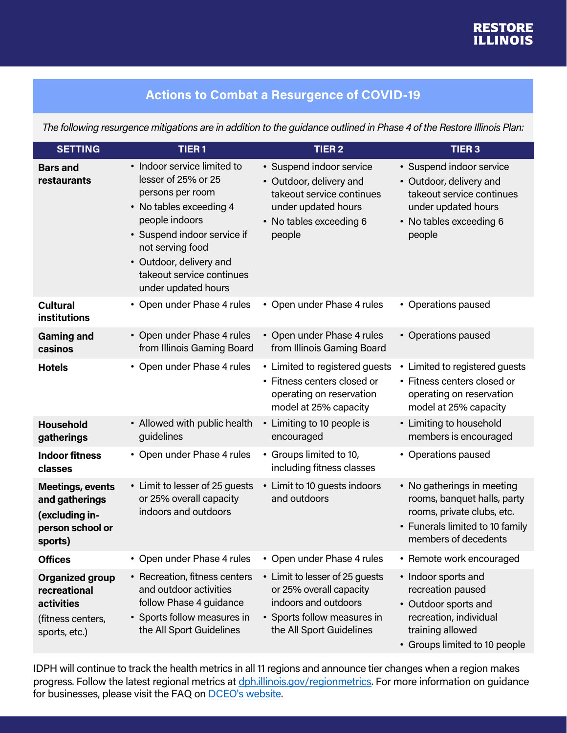RESTORE ILLINOIS

## Actions to Combat a Resurgence of COVID-19

*The following resurgence mitigations are in addition to the guidance outlined in Phase 4 of the Restore Illinois Plan:*

| SETTING | TIER 1 | TIER 2 | TIER 3 |
|---|---|---|---|
| **Bars and restaurants** | • Indoor service limited to lesser of 25% or 25 persons per room<br>• No tables exceeding 4 people indoors<br>• Suspend indoor service if not serving food<br>• Outdoor, delivery and takeout service continues under updated hours | • Suspend indoor service<br>• Outdoor, delivery and takeout service continues under updated hours<br>• No tables exceeding 6 people | • Suspend indoor service<br>• Outdoor, delivery and takeout service continues under updated hours<br>• No tables exceeding 6 people |
| **Cultural institutions** | • Open under Phase 4 rules | • Open under Phase 4 rules | • Operations paused |
| **Gaming and casinos** | • Open under Phase 4 rules from Illinois Gaming Board | • Open under Phase 4 rules from Illinois Gaming Board | • Operations paused |
| **Hotels** | • Open under Phase 4 rules | • Limited to registered guests<br>• Fitness centers closed or operating on reservation model at 25% capacity | • Limited to registered guests<br>• Fitness centers closed or operating on reservation model at 25% capacity |
| **Household gatherings** | • Allowed with public health guidelines | • Limiting to 10 people is encouraged | • Limiting to household members is encouraged |
| **Indoor fitness classes** | • Open under Phase 4 rules | • Groups limited to 10, including fitness classes | • Operations paused |
| **Meetings, events and gatherings (excluding in-person school or sports)** | • Limit to lesser of 25 guests or 25% overall capacity indoors and outdoors | • Limit to 10 guests indoors and outdoors | • No gatherings in meeting rooms, banquet halls, party rooms, private clubs, etc.<br>• Funerals limited to 10 family members of decedents |
| **Offices** | • Open under Phase 4 rules | • Open under Phase 4 rules | • Remote work encouraged |
| **Organized group recreational activities** (fitness centers, sports, etc.) | • Recreation, fitness centers and outdoor activities follow Phase 4 guidance<br>• Sports follow measures in the All Sport Guidelines | • Limit to lesser of 25 guests or 25% overall capacity indoors and outdoors<br>• Sports follow measures in the All Sport Guidelines | • Indoor sports and recreation paused<br>• Outdoor sports and recreation, individual training allowed<br>• Groups limited to 10 people |

IDPH will continue to track the health metrics in all 11 regions and announce tier changes when a region makes progress. Follow the latest regional metrics at dph.illinois.gov/regionmetrics. For more information on guidance for businesses, please visit the FAQ on DCEO's website.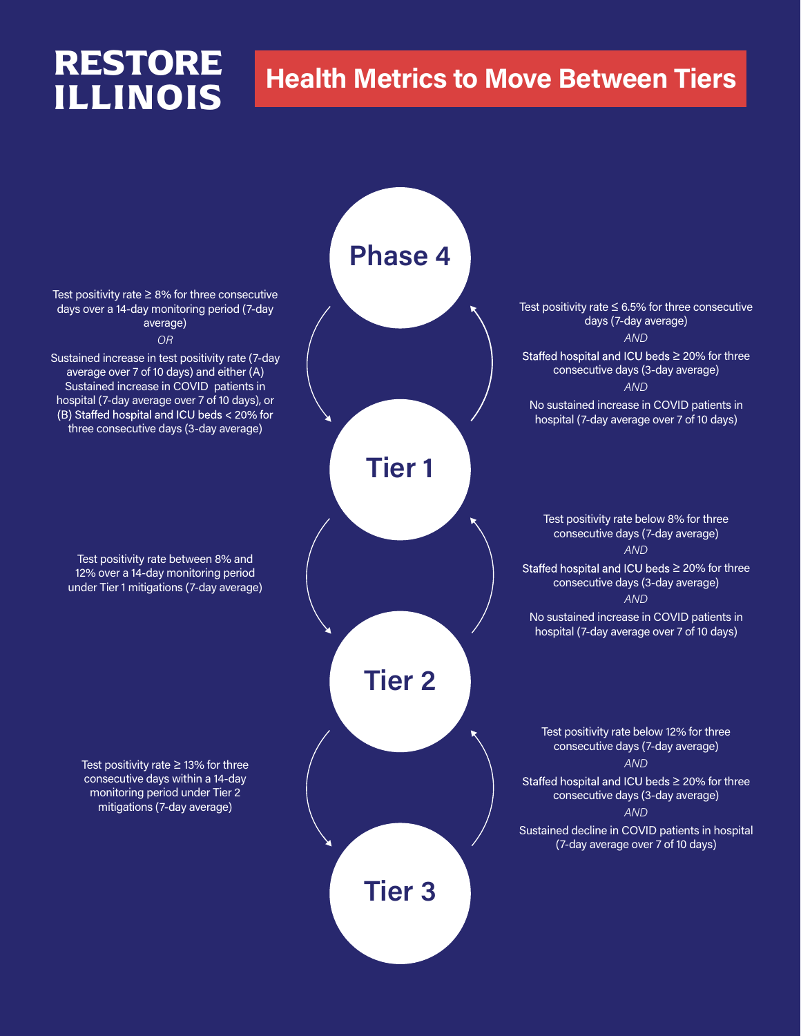# RESTORE ILLINOIS

## Health Metrics to Move Between Tiers

### Phase 4

**Phase 4 → Tier 1:**

Test positivity rate ≥ 8% for three consecutive days over a 14-day monitoring period (7-day average)

*OR*

Sustained increase in test positivity rate (7-day average over 7 of 10 days) and either (A) Sustained increase in COVID patients in hospital (7-day average over 7 of 10 days), or (B) Staffed hospital and ICU beds < 20% for three consecutive days (3-day average)

**Tier 1 → Phase 4:**

Test positivity rate ≤ 6.5% for three consecutive days (7-day average)

*AND*

Staffed hospital and ICU beds ≥ 20% for three consecutive days (3-day average)

*AND*

No sustained increase in COVID patients in hospital (7-day average over 7 of 10 days)

### Tier 1

**Tier 1 → Tier 2:**

Test positivity rate between 8% and 12% over a 14-day monitoring period under Tier 1 mitigations (7-day average)

**Tier 2 → Tier 1:**

Test positivity rate below 8% for three consecutive days (7-day average)

*AND*

Staffed hospital and ICU beds ≥ 20% for three consecutive days (3-day average)

*AND*

No sustained increase in COVID patients in hospital (7-day average over 7 of 10 days)

### Tier 2

**Tier 2 → Tier 3:**

Test positivity rate ≥ 13% for three consecutive days within a 14-day monitoring period under Tier 2 mitigations (7-day average)

**Tier 3 → Tier 2:**

Test positivity rate below 12% for three consecutive days (7-day average)

*AND*

Staffed hospital and ICU beds ≥ 20% for three consecutive days (3-day average)

*AND*

Sustained decline in COVID patients in hospital (7-day average over 7 of 10 days)

### Tier 3